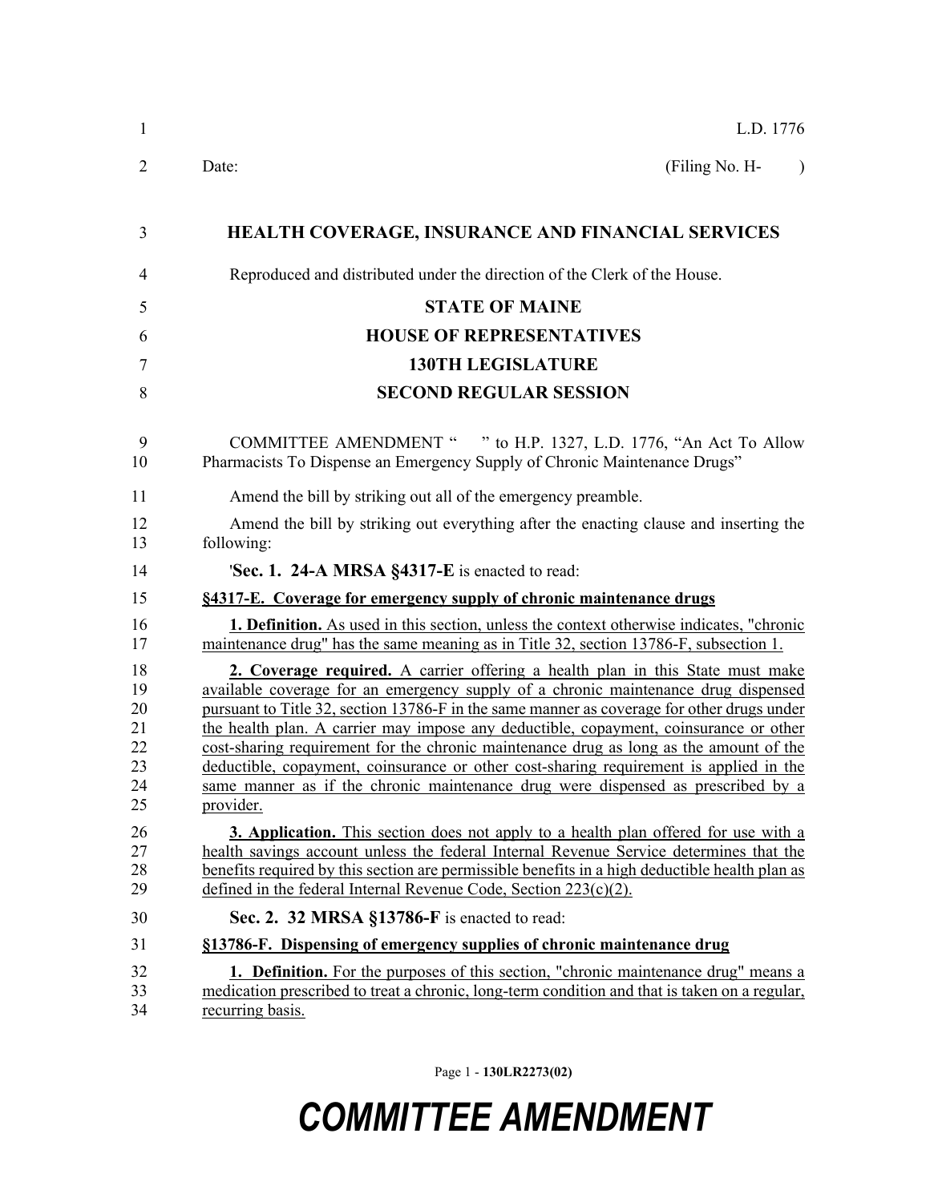L.D. 1776

Date: (Filing No. H- )

## HEALTH COVERAGE, INSURANCE AND FINANCIAL SERVICES

Reproduced and distributed under the direction of the Clerk of the House.

## STATE OF MAINE
## HOUSE OF REPRESENTATIVES
## 130TH LEGISLATURE
## SECOND REGULAR SESSION

COMMITTEE AMENDMENT " " to H.P. 1327, L.D. 1776, "An Act To Allow Pharmacists To Dispense an Emergency Supply of Chronic Maintenance Drugs"

Amend the bill by striking out all of the emergency preamble.

Amend the bill by striking out everything after the enacting clause and inserting the following:

'**Sec. 1. 24-A MRSA §4317-E** is enacted to read:

**§4317-E. Coverage for emergency supply of chronic maintenance drugs**

**1. Definition.** As used in this section, unless the context otherwise indicates, "chronic maintenance drug" has the same meaning as in Title 32, section 13786-F, subsection 1.

**2. Coverage required.** A carrier offering a health plan in this State must make available coverage for an emergency supply of a chronic maintenance drug dispensed pursuant to Title 32, section 13786-F in the same manner as coverage for other drugs under the health plan. A carrier may impose any deductible, copayment, coinsurance or other cost-sharing requirement for the chronic maintenance drug as long as the amount of the deductible, copayment, coinsurance or other cost-sharing requirement is applied in the same manner as if the chronic maintenance drug were dispensed as prescribed by a provider.

**3. Application.** This section does not apply to a health plan offered for use with a health savings account unless the federal Internal Revenue Service determines that the benefits required by this section are permissible benefits in a high deductible health plan as defined in the federal Internal Revenue Code, Section 223(c)(2).

**Sec. 2. 32 MRSA §13786-F** is enacted to read:

**§13786-F. Dispensing of emergency supplies of chronic maintenance drug**

**1. Definition.** For the purposes of this section, "chronic maintenance drug" means a medication prescribed to treat a chronic, long-term condition and that is taken on a regular, recurring basis.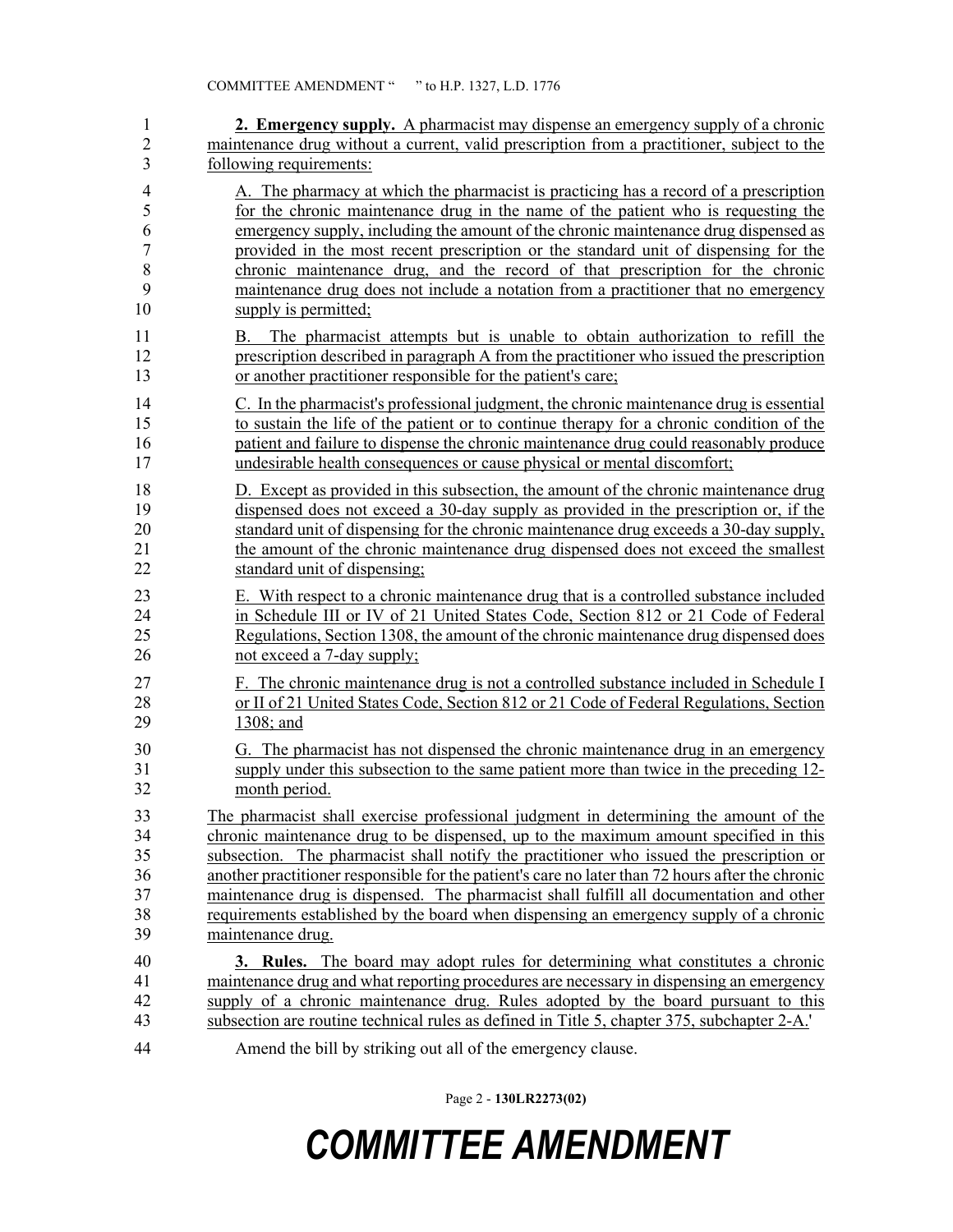**2. Emergency supply.** A pharmacist may dispense an emergency supply of a chronic maintenance drug without a current, valid prescription from a practitioner, subject to the following requirements:

A. The pharmacy at which the pharmacist is practicing has a record of a prescription for the chronic maintenance drug in the name of the patient who is requesting the emergency supply, including the amount of the chronic maintenance drug dispensed as provided in the most recent prescription or the standard unit of dispensing for the chronic maintenance drug, and the record of that prescription for the chronic maintenance drug does not include a notation from a practitioner that no emergency supply is permitted;

B. The pharmacist attempts but is unable to obtain authorization to refill the prescription described in paragraph A from the practitioner who issued the prescription or another practitioner responsible for the patient's care;

C. In the pharmacist's professional judgment, the chronic maintenance drug is essential to sustain the life of the patient or to continue therapy for a chronic condition of the patient and failure to dispense the chronic maintenance drug could reasonably produce undesirable health consequences or cause physical or mental discomfort;

D. Except as provided in this subsection, the amount of the chronic maintenance drug dispensed does not exceed a 30-day supply as provided in the prescription or, if the standard unit of dispensing for the chronic maintenance drug exceeds a 30-day supply, the amount of the chronic maintenance drug dispensed does not exceed the smallest standard unit of dispensing;

E. With respect to a chronic maintenance drug that is a controlled substance included in Schedule III or IV of 21 United States Code, Section 812 or 21 Code of Federal Regulations, Section 1308, the amount of the chronic maintenance drug dispensed does not exceed a 7-day supply;

F. The chronic maintenance drug is not a controlled substance included in Schedule I or II of 21 United States Code, Section 812 or 21 Code of Federal Regulations, Section 1308; and

G. The pharmacist has not dispensed the chronic maintenance drug in an emergency supply under this subsection to the same patient more than twice in the preceding 12-month period.

The pharmacist shall exercise professional judgment in determining the amount of the chronic maintenance drug to be dispensed, up to the maximum amount specified in this subsection. The pharmacist shall notify the practitioner who issued the prescription or another practitioner responsible for the patient's care no later than 72 hours after the chronic maintenance drug is dispensed. The pharmacist shall fulfill all documentation and other requirements established by the board when dispensing an emergency supply of a chronic maintenance drug.

**3. Rules.** The board may adopt rules for determining what constitutes a chronic maintenance drug and what reporting procedures are necessary in dispensing an emergency supply of a chronic maintenance drug. Rules adopted by the board pursuant to this subsection are routine technical rules as defined in Title 5, chapter 375, subchapter 2-A.'

Amend the bill by striking out all of the emergency clause.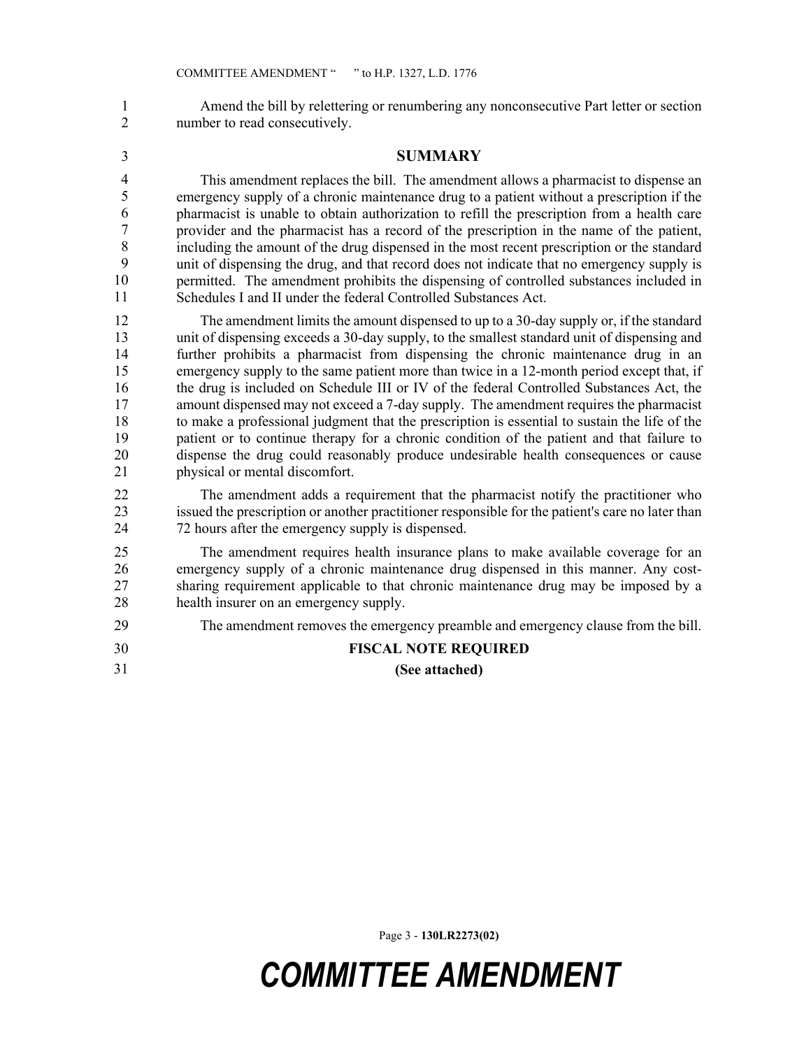Amend the bill by relettering or renumbering any nonconsecutive Part letter or section number to read consecutively.

## SUMMARY

This amendment replaces the bill. The amendment allows a pharmacist to dispense an emergency supply of a chronic maintenance drug to a patient without a prescription if the pharmacist is unable to obtain authorization to refill the prescription from a health care provider and the pharmacist has a record of the prescription in the name of the patient, including the amount of the drug dispensed in the most recent prescription or the standard unit of dispensing the drug, and that record does not indicate that no emergency supply is permitted. The amendment prohibits the dispensing of controlled substances included in Schedules I and II under the federal Controlled Substances Act.

The amendment limits the amount dispensed to up to a 30-day supply or, if the standard unit of dispensing exceeds a 30-day supply, to the smallest standard unit of dispensing and further prohibits a pharmacist from dispensing the chronic maintenance drug in an emergency supply to the same patient more than twice in a 12-month period except that, if the drug is included on Schedule III or IV of the federal Controlled Substances Act, the amount dispensed may not exceed a 7-day supply. The amendment requires the pharmacist to make a professional judgment that the prescription is essential to sustain the life of the patient or to continue therapy for a chronic condition of the patient and that failure to dispense the drug could reasonably produce undesirable health consequences or cause physical or mental discomfort.

The amendment adds a requirement that the pharmacist notify the practitioner who issued the prescription or another practitioner responsible for the patient's care no later than 72 hours after the emergency supply is dispensed.

The amendment requires health insurance plans to make available coverage for an emergency supply of a chronic maintenance drug dispensed in this manner. Any cost-sharing requirement applicable to that chronic maintenance drug may be imposed by a health insurer on an emergency supply.

The amendment removes the emergency preamble and emergency clause from the bill.

**FISCAL NOTE REQUIRED**

**(See attached)**